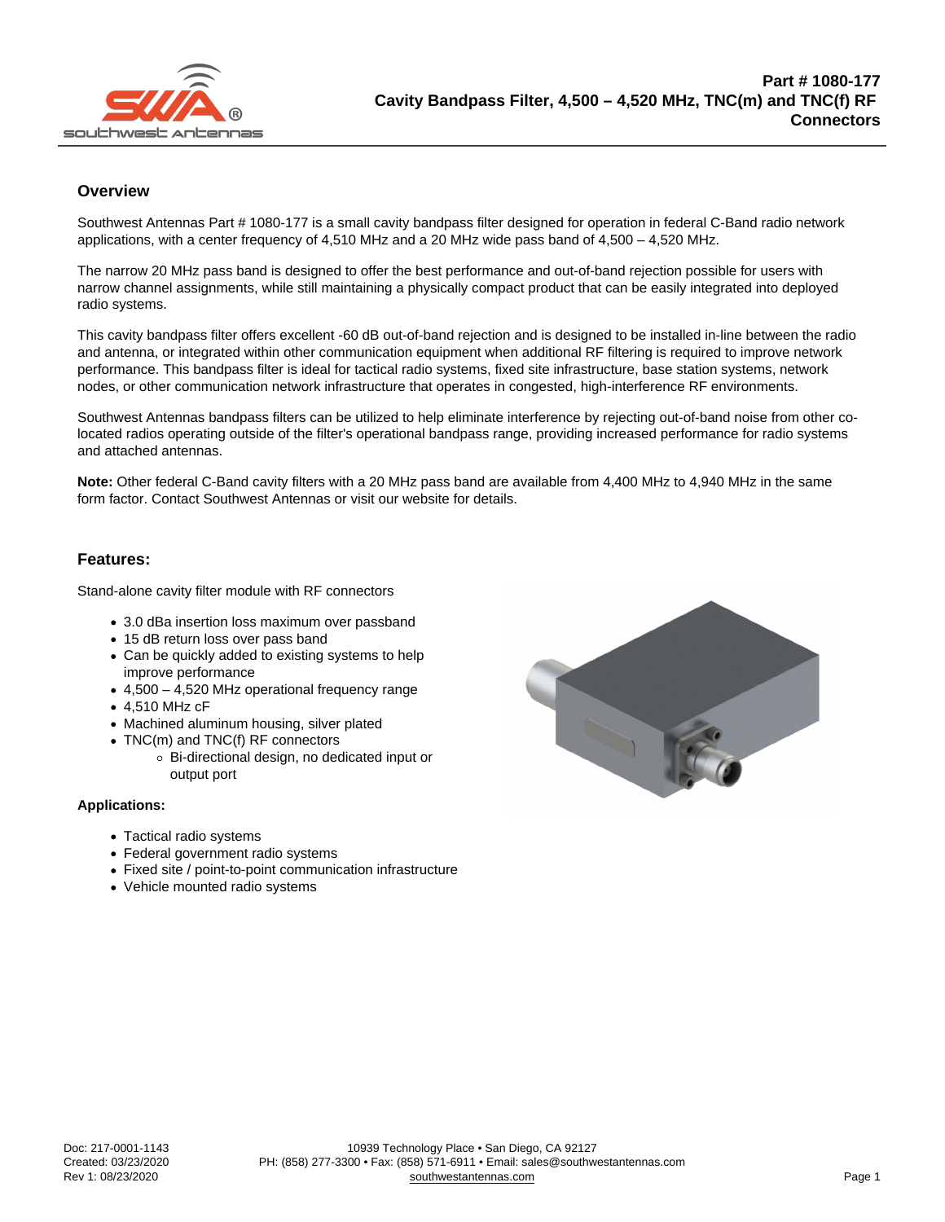# Part # 1080-177
# Cavity Bandpass Filter, 4,500 – 4,520 MHz, TNC(m) and TNC(f) RF Connectors

## Overview

Southwest Antennas Part # 1080-177 is a small cavity bandpass filter designed for operation in federal C-Band radio network applications, with a center frequency of 4,510 MHz and a 20 MHz wide pass band of 4,500 – 4,520 MHz.

The narrow 20 MHz pass band is designed to offer the best performance and out-of-band rejection possible for users with narrow channel assignments, while still maintaining a physically compact product that can be easily integrated into deployed radio systems.

This cavity bandpass filter offers excellent -60 dB out-of-band rejection and is designed to be installed in-line between the radio and antenna, or integrated within other communication equipment when additional RF filtering is required to improve network performance. This bandpass filter is ideal for tactical radio systems, fixed site infrastructure, base station systems, network nodes, or other communication network infrastructure that operates in congested, high-interference RF environments.

Southwest Antennas bandpass filters can be utilized to help eliminate interference by rejecting out-of-band noise from other co-located radios operating outside of the filter's operational bandpass range, providing increased performance for radio systems and attached antennas.

**Note:** Other federal C-Band cavity filters with a 20 MHz pass band are available from 4,400 MHz to 4,940 MHz in the same form factor. Contact Southwest Antennas or visit our website for details.

## Features:

Stand-alone cavity filter module with RF connectors

- 3.0 dBa insertion loss maximum over passband
- 15 dB return loss over pass band
- Can be quickly added to existing systems to help improve performance
- 4,500 – 4,520 MHz operational frequency range
- 4,510 MHz cF
- Machined aluminum housing, silver plated
- TNC(m) and TNC(f) RF connectors
  - Bi-directional design, no dedicated input or output port

**Applications:**

- Tactical radio systems
- Federal government radio systems
- Fixed site / point-to-point communication infrastructure
- Vehicle mounted radio systems

Doc: 217-0001-1143
Created: 03/23/2020
Rev 1: 08/23/2020

10939 Technology Place • San Diego, CA 92127
PH: (858) 277-3300 • Fax: (858) 571-6911 • Email: sales@southwestantennas.com
southwestantennas.com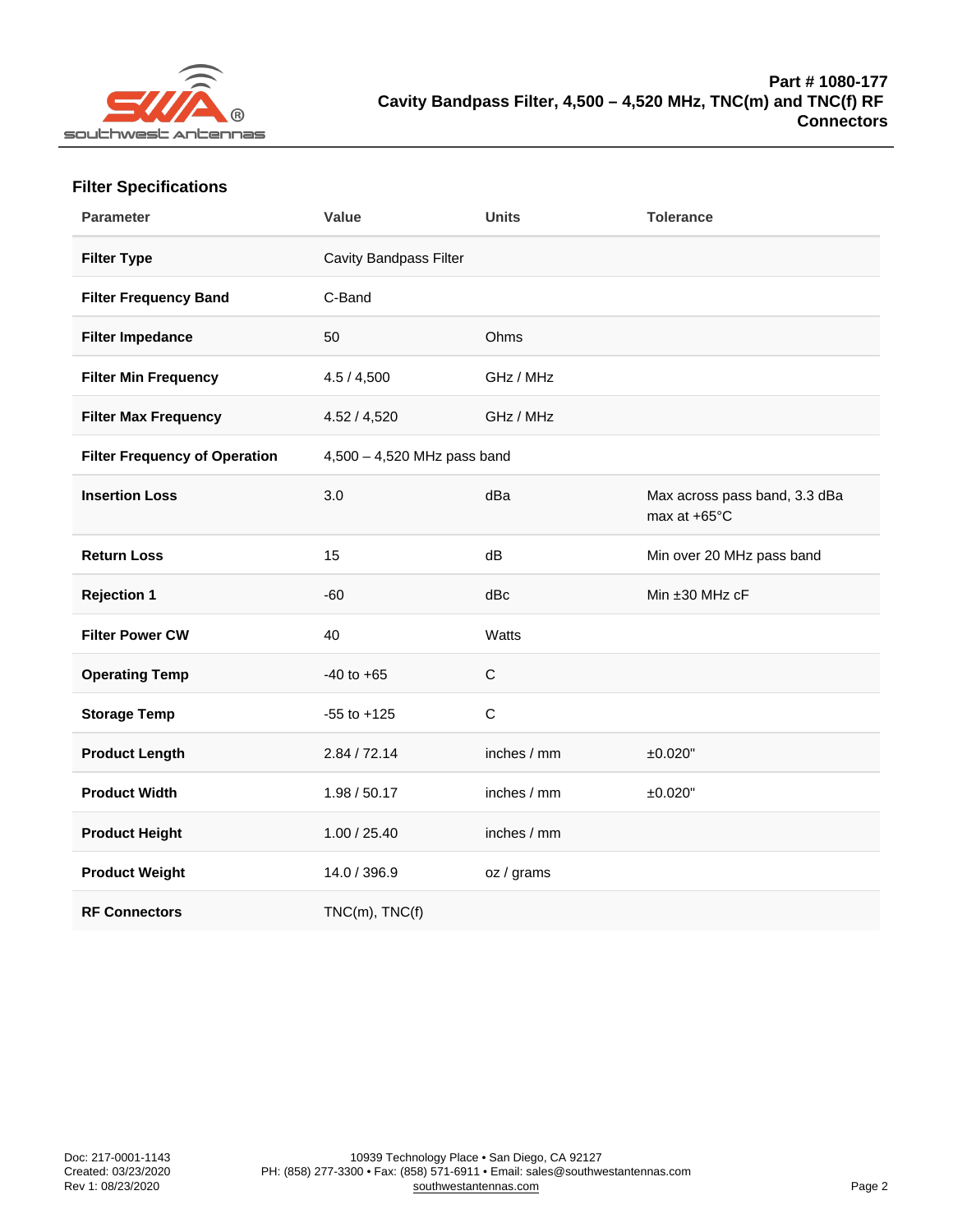Part # 1080-177
Cavity Bandpass Filter, 4,500 – 4,520 MHz, TNC(m) and TNC(f) RF Connectors

## Filter Specifications

| Parameter | Value | Units | Tolerance |
|---|---|---|---|
| **Filter Type** | Cavity Bandpass Filter | | |
| **Filter Frequency Band** | C-Band | | |
| **Filter Impedance** | 50 | Ohms | |
| **Filter Min Frequency** | 4.5 / 4,500 | GHz / MHz | |
| **Filter Max Frequency** | 4.52 / 4,520 | GHz / MHz | |
| **Filter Frequency of Operation** | 4,500 – 4,520 MHz pass band | | |
| **Insertion Loss** | 3.0 | dBa | Max across pass band, 3.3 dBa max at +65°C |
| **Return Loss** | 15 | dB | Min over 20 MHz pass band |
| **Rejection 1** | -60 | dBc | Min ±30 MHz cF |
| **Filter Power CW** | 40 | Watts | |
| **Operating Temp** | -40 to +65 | C | |
| **Storage Temp** | -55 to +125 | C | |
| **Product Length** | 2.84 / 72.14 | inches / mm | ±0.020" |
| **Product Width** | 1.98 / 50.17 | inches / mm | ±0.020" |
| **Product Height** | 1.00 / 25.40 | inches / mm | |
| **Product Weight** | 14.0 / 396.9 | oz / grams | |
| **RF Connectors** | TNC(m), TNC(f) | | |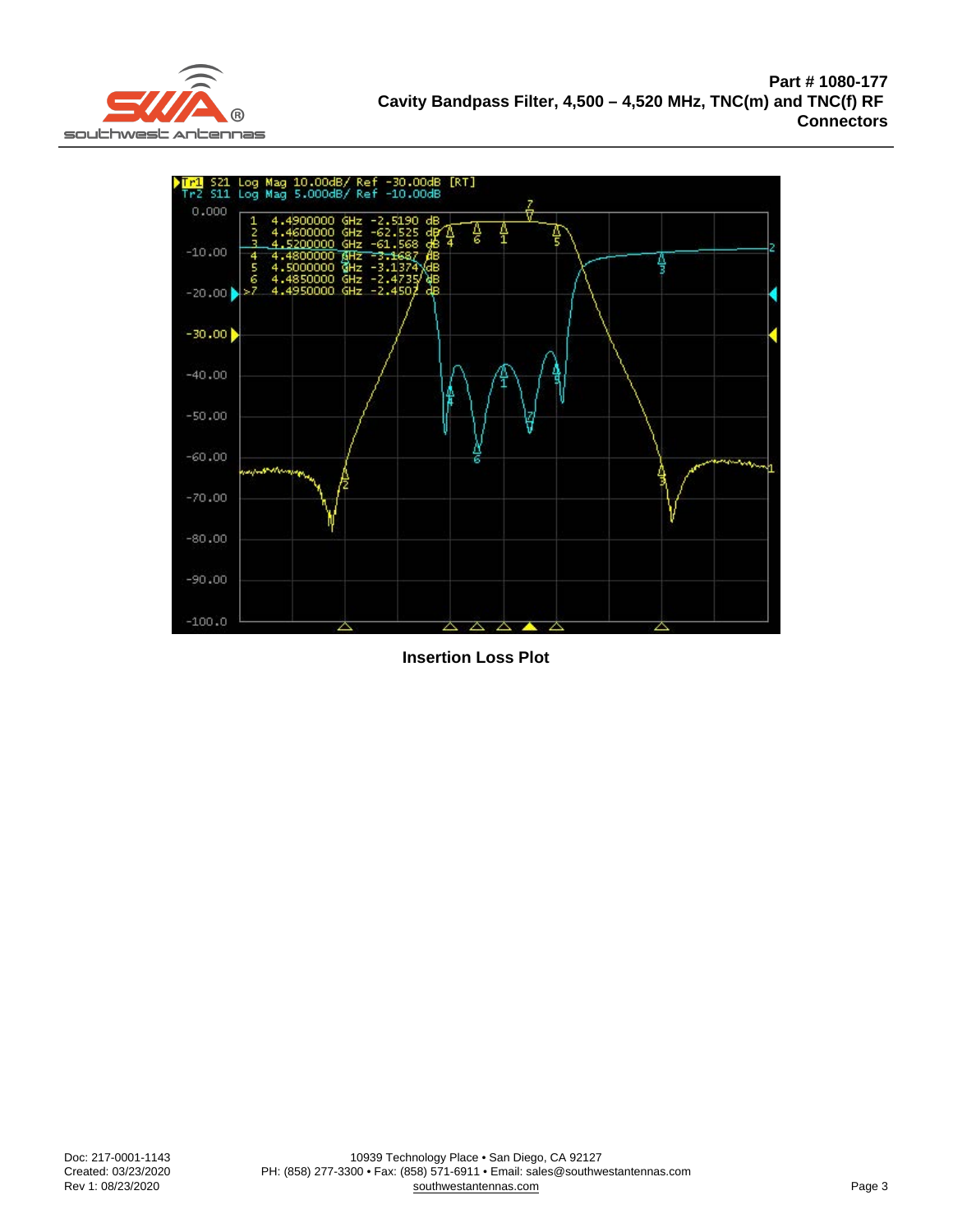**Part # 1080-177**
**Cavity Bandpass Filter, 4,500 – 4,520 MHz, TNC(m) and TNC(f) RF Connectors**

```
Tr1 S21 Log Mag 10.00dB/ Ref -30.00dB [RT]
Tr2 S11 Log Mag 5.000dB/ Ref -10.00dB
 1   4.4900000 GHz  -2.5190 dB
 2   4.4600000 GHz  -62.525 dB
 3   4.5200000 GHz  -61.568 dB
 4   4.4800000 GHz  -3.1687 dB
 5   4.5000000 GHz  -3.1374 dB
 6   4.4850000 GHz  -2.4735 dB
>7   4.4950000 GHz  -2.4502 dB
```

**Insertion Loss Plot**

Doc: 217-0001-1143
Created: 03/23/2020
Rev 1: 08/23/2020

10939 Technology Place • San Diego, CA 92127
PH: (858) 277-3300 • Fax: (858) 571-6911 • Email: sales@southwestantennas.com
southwestantennas.com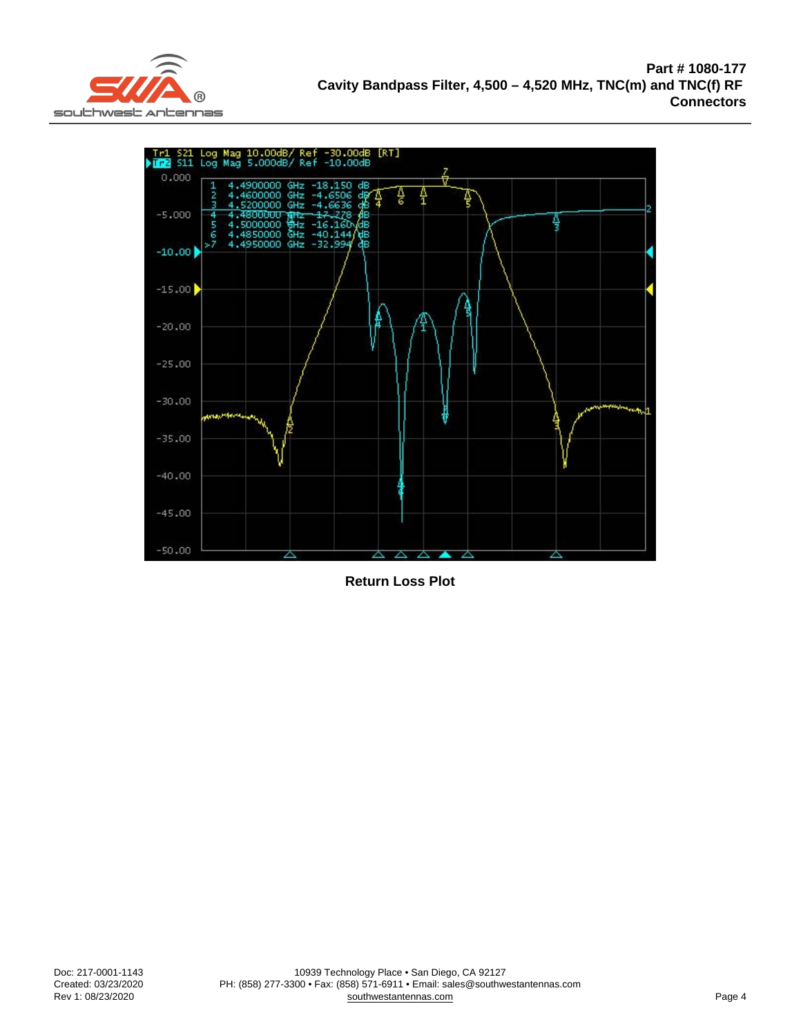Part # 1080-177
Cavity Bandpass Filter, 4,500 – 4,520 MHz, TNC(m) and TNC(f) RF Connectors

Return Loss Plot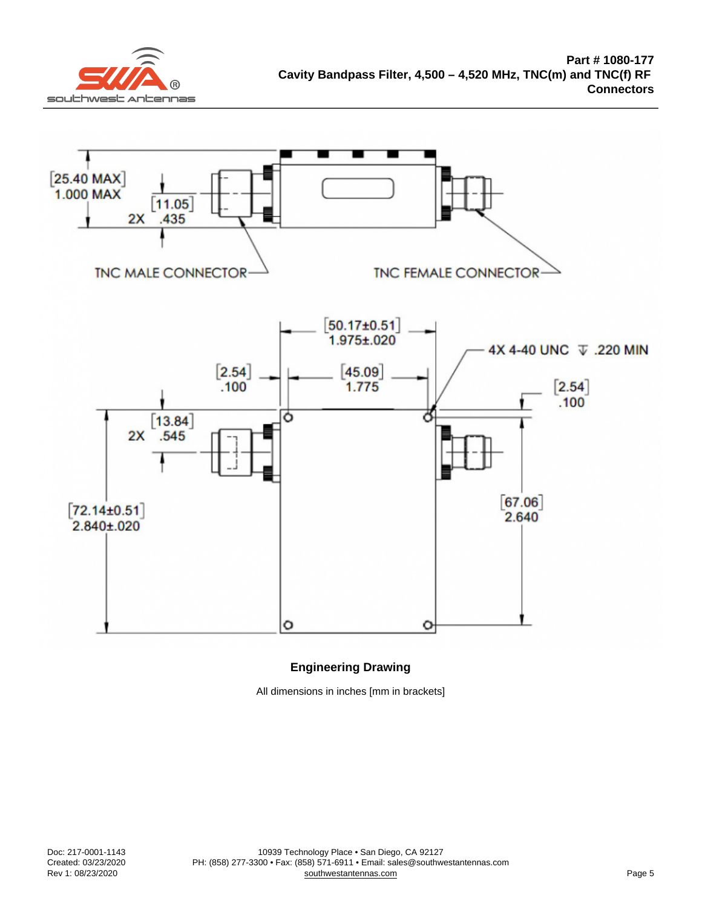Part # 1080-177
Cavity Bandpass Filter, 4,500 – 4,520 MHz, TNC(m) and TNC(f) RF Connectors

[25.40 MAX]
1.000 MAX

[11.05]
2X .435

TNC MALE CONNECTOR

TNC FEMALE CONNECTOR

[50.17±0.51]
1.975±.020

4X 4-40 UNC ↧ .220 MIN

[2.54]
.100

[45.09]
1.775

[2.54]
.100

[13.84]
2X .545

[72.14±0.51]
2.840±.020

[67.06]
2.640

**Engineering Drawing**

All dimensions in inches [mm in brackets]

Doc: 217-0001-1143
Created: 03/23/2020
Rev 1: 08/23/2020

10939 Technology Place • San Diego, CA 92127
PH: (858) 277-3300 • Fax: (858) 571-6911 • Email: sales@southwestantennas.com
southwestantennas.com